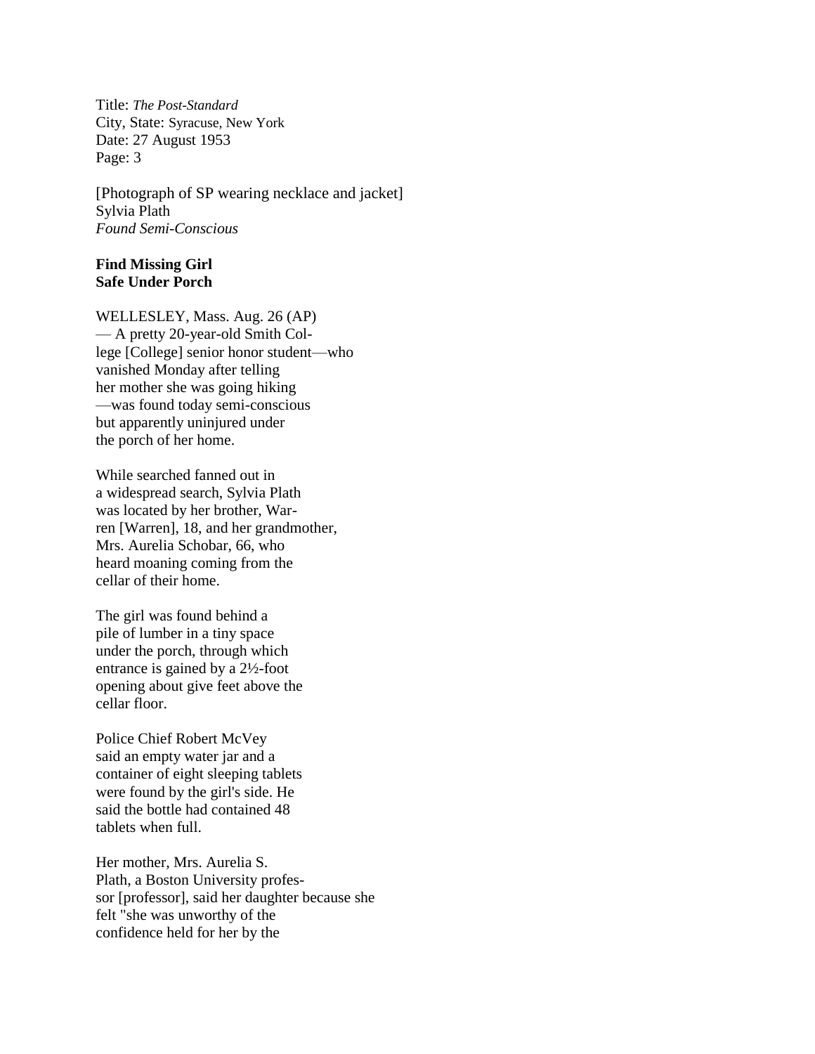Title: *The Post-Standard*
City, State: Syracuse, New York
Date: 27 August 1953
Page: 3

[Photograph of SP wearing necklace and jacket]
Sylvia Plath
*Found Semi-Conscious*

**Find Missing Girl**
**Safe Under Porch**

WELLESLEY, Mass. Aug. 26 (AP) — A pretty 20-year-old Smith Col-lege [College] senior honor student—who vanished Monday after telling her mother she was going hiking —was found today semi-conscious but apparently uninjured under the porch of her home.

While searched fanned out in a widespread search, Sylvia Plath was located by her brother, War-ren [Warren], 18, and her grandmother, Mrs. Aurelia Schobar, 66, who heard moaning coming from the cellar of their home.

The girl was found behind a pile of lumber in a tiny space under the porch, through which entrance is gained by a 2½-foot opening about give feet above the cellar floor.

Police Chief Robert McVey said an empty water jar and a container of eight sleeping tablets were found by the girl's side. He said the bottle had contained 48 tablets when full.

Her mother, Mrs. Aurelia S. Plath, a Boston University profes-sor [professor], said her daughter because she felt "she was unworthy of the confidence held for her by the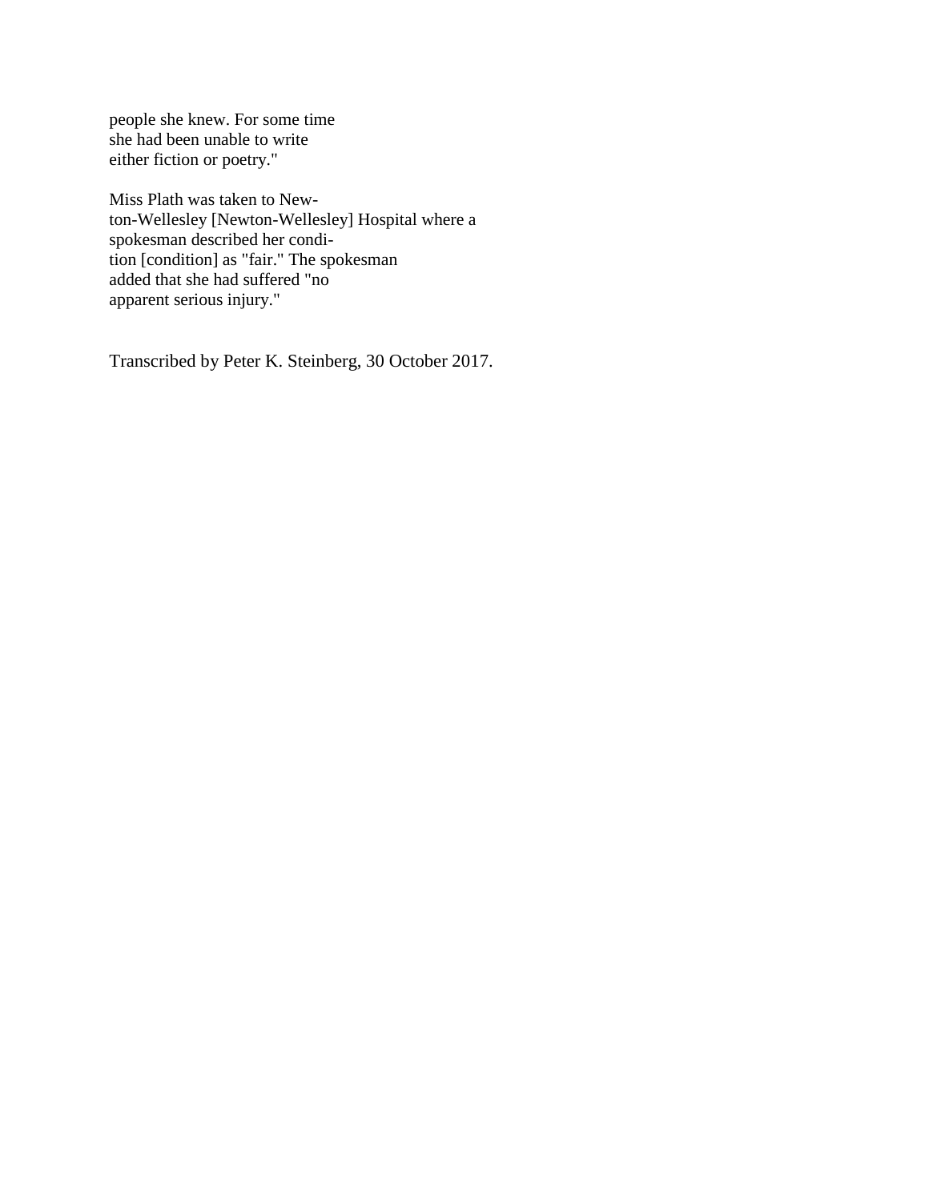people she knew. For some time
she had been unable to write
either fiction or poetry."

Miss Plath was taken to New-
ton-Wellesley [Newton-Wellesley] Hospital where a
spokesman described her condi-
tion [condition] as "fair." The spokesman
added that she had suffered "no
apparent serious injury."

Transcribed by Peter K. Steinberg, 30 October 2017.